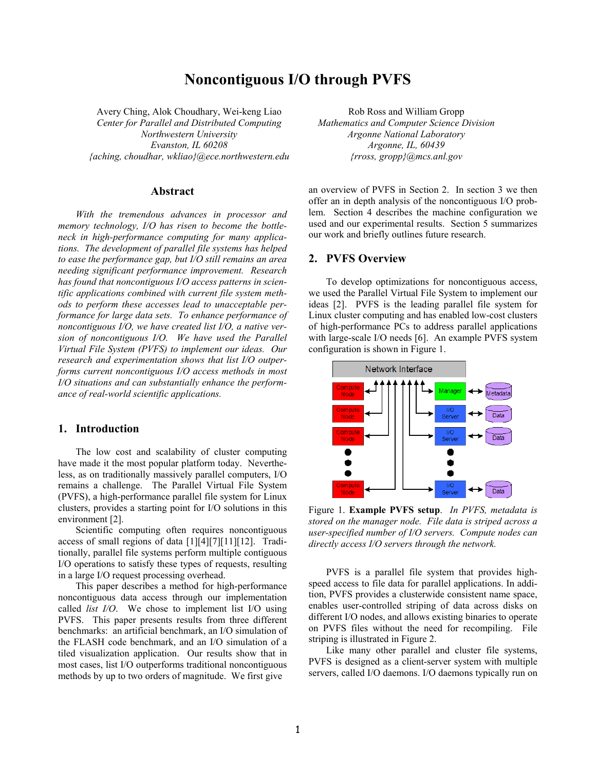# Noncontiguous I/O through PVFS

Avery Ching, Alok Choudhary, Wei-keng Liao
*Center for Parallel and Distributed Computing*
*Northwestern University*
*Evanston, IL 60208*
*{aching, choudhar, wkliao}@ece.northwestern.edu*

Rob Ross and William Gropp
*Mathematics and Computer Science Division*
*Argonne National Laboratory*
*Argonne, IL, 60439*
*{rross, gropp}@mcs.anl.gov*

## Abstract

*With the tremendous advances in processor and memory technology, I/O has risen to become the bottleneck in high-performance computing for many applications. The development of parallel file systems has helped to ease the performance gap, but I/O still remains an area needing significant performance improvement. Research has found that noncontiguous I/O access patterns in scientific applications combined with current file system methods to perform these accesses lead to unacceptable performance for large data sets. To enhance performance of noncontiguous I/O, we have created list I/O, a native version of noncontiguous I/O. We have used the Parallel Virtual File System (PVFS) to implement our ideas. Our research and experimentation shows that list I/O outperforms current noncontiguous I/O access methods in most I/O situations and can substantially enhance the performance of real-world scientific applications.*

## 1. Introduction

The low cost and scalability of cluster computing have made it the most popular platform today. Nevertheless, as on traditionally massively parallel computers, I/O remains a challenge. The Parallel Virtual File System (PVFS), a high-performance parallel file system for Linux clusters, provides a starting point for I/O solutions in this environment [2].

Scientific computing often requires noncontiguous access of small regions of data [1][4][7][11][12]. Traditionally, parallel file systems perform multiple contiguous I/O operations to satisfy these types of requests, resulting in a large I/O request processing overhead.

This paper describes a method for high-performance noncontiguous data access through our implementation called *list I/O*. We chose to implement list I/O using PVFS. This paper presents results from three different benchmarks: an artificial benchmark, an I/O simulation of the FLASH code benchmark, and an I/O simulation of a tiled visualization application. Our results show that in most cases, list I/O outperforms traditional noncontiguous methods by up to two orders of magnitude. We first give an overview of PVFS in Section 2. In section 3 we then offer an in depth analysis of the noncontiguous I/O problem. Section 4 describes the machine configuration we used and our experimental results. Section 5 summarizes our work and briefly outlines future research.

## 2. PVFS Overview

To develop optimizations for noncontiguous access, we used the Parallel Virtual File System to implement our ideas [2]. PVFS is the leading parallel file system for Linux cluster computing and has enabled low-cost clusters of high-performance PCs to address parallel applications with large-scale I/O needs [6]. An example PVFS system configuration is shown in Figure 1.

Figure 1. **Example PVFS setup**. *In PVFS, metadata is stored on the manager node. File data is striped across a user-specified number of I/O servers. Compute nodes can directly access I/O servers through the network.*

PVFS is a parallel file system that provides high-speed access to file data for parallel applications. In addition, PVFS provides a clusterwide consistent name space, enables user-controlled striping of data across disks on different I/O nodes, and allows existing binaries to operate on PVFS files without the need for recompiling. File striping is illustrated in Figure 2.

Like many other parallel and cluster file systems, PVFS is designed as a client-server system with multiple servers, called I/O daemons. I/O daemons typically run on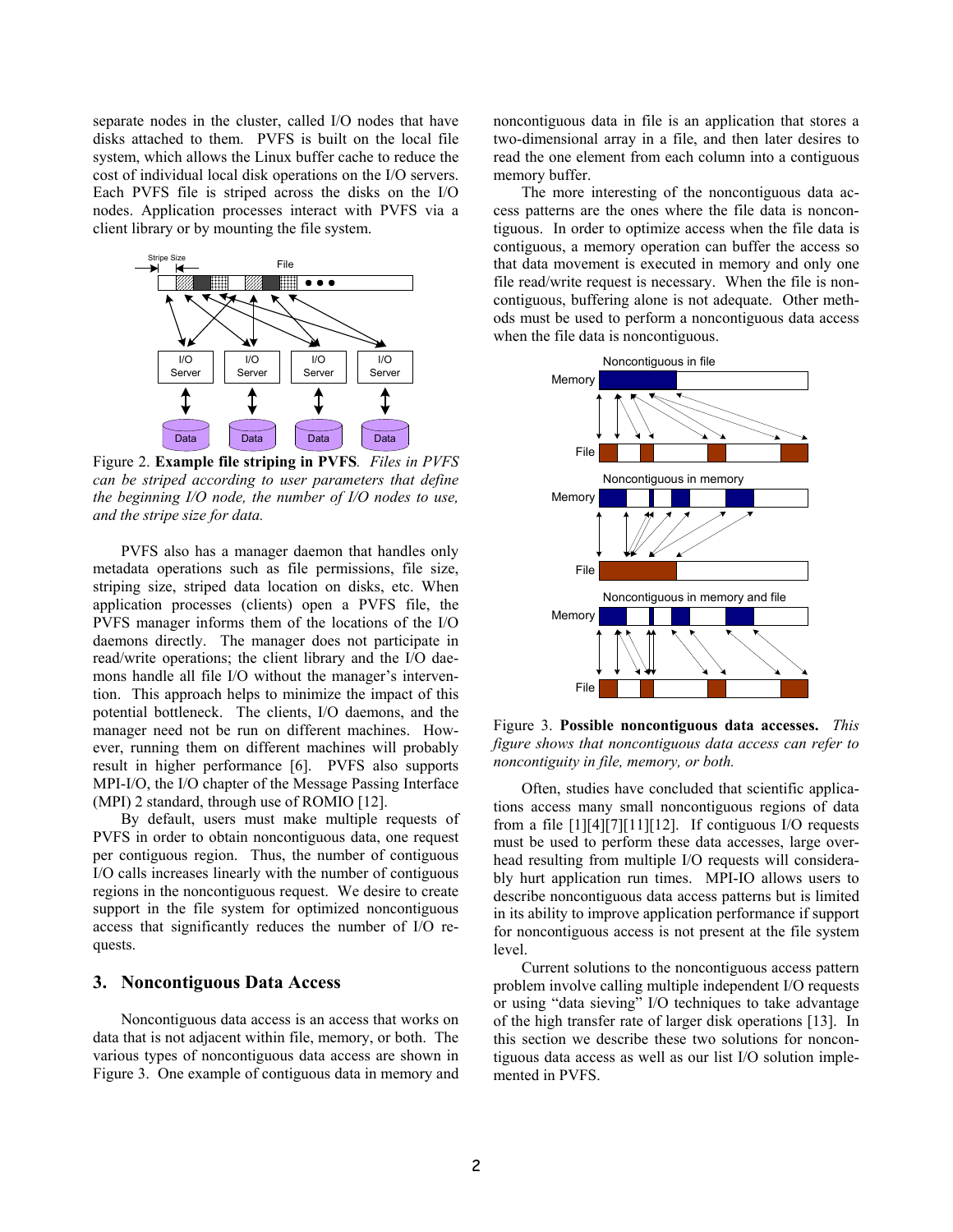separate nodes in the cluster, called I/O nodes that have disks attached to them. PVFS is built on the local file system, which allows the Linux buffer cache to reduce the cost of individual local disk operations on the I/O servers. Each PVFS file is striped across the disks on the I/O nodes. Application processes interact with PVFS via a client library or by mounting the file system.

Figure 2. **Example file striping in PVFS**. *Files in PVFS can be striped according to user parameters that define the beginning I/O node, the number of I/O nodes to use, and the stripe size for data.*

PVFS also has a manager daemon that handles only metadata operations such as file permissions, file size, striping size, striped data location on disks, etc. When application processes (clients) open a PVFS file, the PVFS manager informs them of the locations of the I/O daemons directly. The manager does not participate in read/write operations; the client library and the I/O daemons handle all file I/O without the manager's intervention. This approach helps to minimize the impact of this potential bottleneck. The clients, I/O daemons, and the manager need not be run on different machines. However, running them on different machines will probably result in higher performance [6]. PVFS also supports MPI-I/O, the I/O chapter of the Message Passing Interface (MPI) 2 standard, through use of ROMIO [12].

By default, users must make multiple requests of PVFS in order to obtain noncontiguous data, one request per contiguous region. Thus, the number of contiguous I/O calls increases linearly with the number of contiguous regions in the noncontiguous request. We desire to create support in the file system for optimized noncontiguous access that significantly reduces the number of I/O requests.

## 3. Noncontiguous Data Access

Noncontiguous data access is an access that works on data that is not adjacent within file, memory, or both. The various types of noncontiguous data access are shown in Figure 3. One example of contiguous data in memory and noncontiguous data in file is an application that stores a two-dimensional array in a file, and then later desires to read the one element from each column into a contiguous memory buffer.

The more interesting of the noncontiguous data access patterns are the ones where the file data is noncontiguous. In order to optimize access when the file data is contiguous, a memory operation can buffer the access so that data movement is executed in memory and only one file read/write request is necessary. When the file is noncontiguous, buffering alone is not adequate. Other methods must be used to perform a noncontiguous data access when the file data is noncontiguous.

Figure 3. **Possible noncontiguous data accesses.** *This figure shows that noncontiguous data access can refer to noncontiguity in file, memory, or both.*

Often, studies have concluded that scientific applications access many small noncontiguous regions of data from a file [1][4][7][11][12]. If contiguous I/O requests must be used to perform these data accesses, large overhead resulting from multiple I/O requests will considerably hurt application run times. MPI-IO allows users to describe noncontiguous data access patterns but is limited in its ability to improve application performance if support for noncontiguous access is not present at the file system level.

Current solutions to the noncontiguous access pattern problem involve calling multiple independent I/O requests or using "data sieving" I/O techniques to take advantage of the high transfer rate of larger disk operations [13]. In this section we describe these two solutions for noncontiguous data access as well as our list I/O solution implemented in PVFS.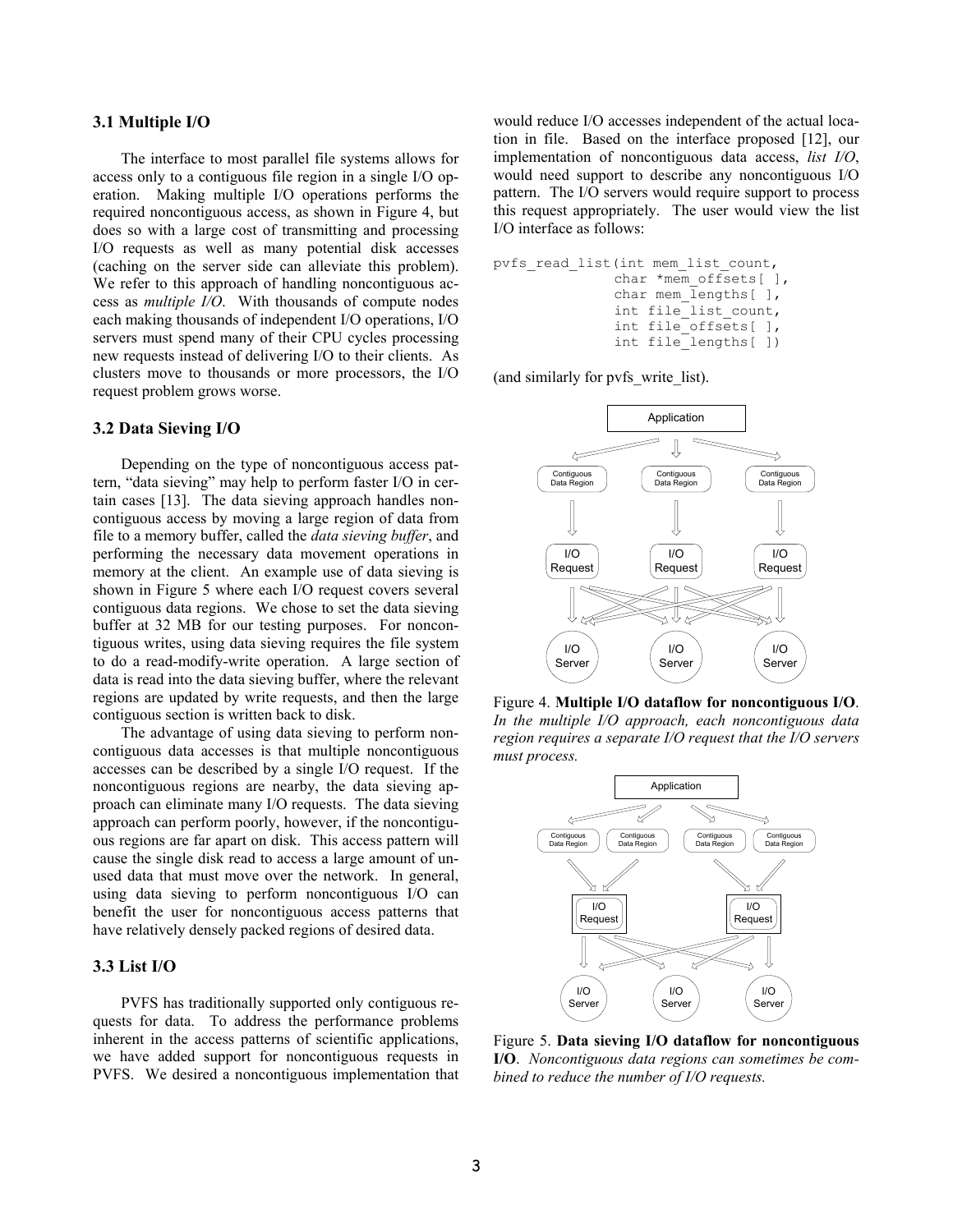### 3.1 Multiple I/O

The interface to most parallel file systems allows for access only to a contiguous file region in a single I/O operation. Making multiple I/O operations performs the required noncontiguous access, as shown in Figure 4, but does so with a large cost of transmitting and processing I/O requests as well as many potential disk accesses (caching on the server side can alleviate this problem). We refer to this approach of handling noncontiguous access as *multiple I/O*. With thousands of compute nodes each making thousands of independent I/O operations, I/O servers must spend many of their CPU cycles processing new requests instead of delivering I/O to their clients. As clusters move to thousands or more processors, the I/O request problem grows worse.

### 3.2 Data Sieving I/O

Depending on the type of noncontiguous access pattern, "data sieving" may help to perform faster I/O in certain cases [13]. The data sieving approach handles noncontiguous access by moving a large region of data from file to a memory buffer, called the *data sieving buffer*, and performing the necessary data movement operations in memory at the client. An example use of data sieving is shown in Figure 5 where each I/O request covers several contiguous data regions. We chose to set the data sieving buffer at 32 MB for our testing purposes. For noncontiguous writes, using data sieving requires the file system to do a read-modify-write operation. A large section of data is read into the data sieving buffer, where the relevant regions are updated by write requests, and then the large contiguous section is written back to disk.

The advantage of using data sieving to perform noncontiguous data accesses is that multiple noncontiguous accesses can be described by a single I/O request. If the noncontiguous regions are nearby, the data sieving approach can eliminate many I/O requests. The data sieving approach can perform poorly, however, if the noncontiguous regions are far apart on disk. This access pattern will cause the single disk read to access a large amount of unused data that must move over the network. In general, using data sieving to perform noncontiguous I/O can benefit the user for noncontiguous access patterns that have relatively densely packed regions of desired data.

### 3.3 List I/O

PVFS has traditionally supported only contiguous requests for data. To address the performance problems inherent in the access patterns of scientific applications, we have added support for noncontiguous requests in PVFS. We desired a noncontiguous implementation that would reduce I/O accesses independent of the actual location in file. Based on the interface proposed [12], our implementation of noncontiguous data access, *list I/O*, would need support to describe any noncontiguous I/O pattern. The I/O servers would require support to process this request appropriately. The user would view the list I/O interface as follows:

```
pvfs_read_list(int mem_list_count,
               char *mem_offsets[ ],
               char mem_lengths[ ],
               int file_list_count,
               int file_offsets[ ],
               int file_lengths[ ])
```

(and similarly for pvfs_write_list).

Application

Contiguous Data Region
Contiguous Data Region
Contiguous Data Region

I/O Request
I/O Request
I/O Request

I/O Server
I/O Server
I/O Server

Figure 4. **Multiple I/O dataflow for noncontiguous I/O**. *In the multiple I/O approach, each noncontiguous data region requires a separate I/O request that the I/O servers must process.*

Application

Contiguous Data Region
Contiguous Data Region
Contiguous Data Region
Contiguous Data Region

I/O Request
I/O Request

I/O Server
I/O Server
I/O Server

Figure 5. **Data sieving I/O dataflow for noncontiguous I/O**. *Noncontiguous data regions can sometimes be combined to reduce the number of I/O requests.*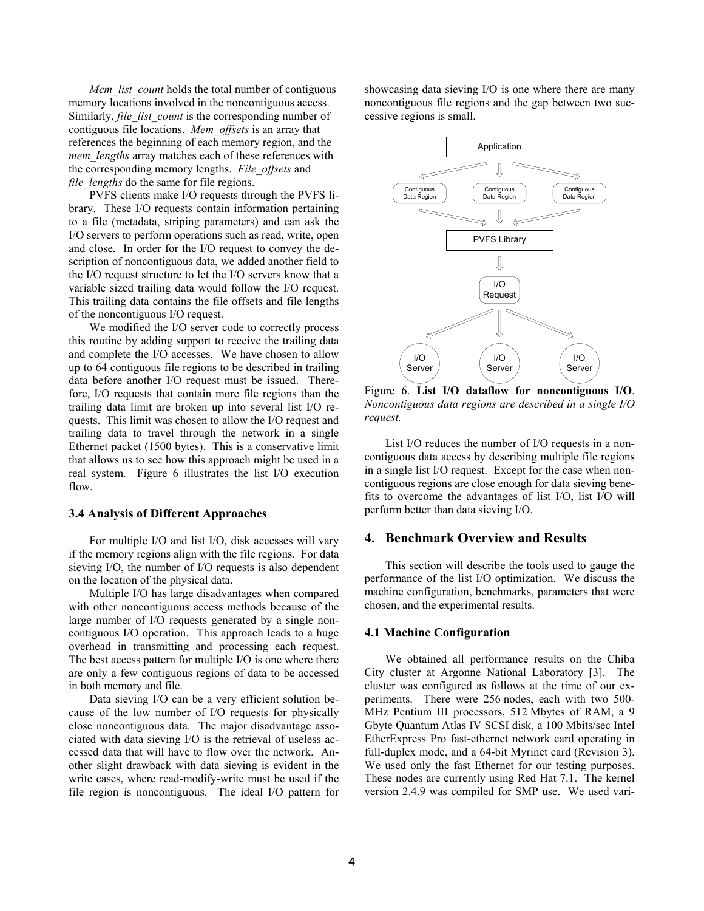*Mem_list_count* holds the total number of contiguous memory locations involved in the noncontiguous access. Similarly, *file_list_count* is the corresponding number of contiguous file locations. *Mem_offsets* is an array that references the beginning of each memory region, and the *mem_lengths* array matches each of these references with the corresponding memory lengths. *File_offsets* and *file_lengths* do the same for file regions.

PVFS clients make I/O requests through the PVFS library. These I/O requests contain information pertaining to a file (metadata, striping parameters) and can ask the I/O servers to perform operations such as read, write, open and close. In order for the I/O request to convey the description of noncontiguous data, we added another field to the I/O request structure to let the I/O servers know that a variable sized trailing data would follow the I/O request. This trailing data contains the file offsets and file lengths of the noncontiguous I/O request.

We modified the I/O server code to correctly process this routine by adding support to receive the trailing data and complete the I/O accesses. We have chosen to allow up to 64 contiguous file regions to be described in trailing data before another I/O request must be issued. Therefore, I/O requests that contain more file regions than the trailing data limit are broken up into several list I/O requests. This limit was chosen to allow the I/O request and trailing data to travel through the network in a single Ethernet packet (1500 bytes). This is a conservative limit that allows us to see how this approach might be used in a real system. Figure 6 illustrates the list I/O execution flow.

### 3.4 Analysis of Different Approaches

For multiple I/O and list I/O, disk accesses will vary if the memory regions align with the file regions. For data sieving I/O, the number of I/O requests is also dependent on the location of the physical data.

Multiple I/O has large disadvantages when compared with other noncontiguous access methods because of the large number of I/O requests generated by a single noncontiguous I/O operation. This approach leads to a huge overhead in transmitting and processing each request. The best access pattern for multiple I/O is one where there are only a few contiguous regions of data to be accessed in both memory and file.

Data sieving I/O can be a very efficient solution because of the low number of I/O requests for physically close noncontiguous data. The major disadvantage associated with data sieving I/O is the retrieval of useless accessed data that will have to flow over the network. Another slight drawback with data sieving is evident in the write cases, where read-modify-write must be used if the file region is noncontiguous. The ideal I/O pattern for showcasing data sieving I/O is one where there are many noncontiguous file regions and the gap between two successive regions is small.

Application

Contiguous Data Region | Contiguous Data Region | Contiguous Data Region

PVFS Library

I/O Request

I/O Server | I/O Server | I/O Server

Figure 6. **List I/O dataflow for noncontiguous I/O**. *Noncontiguous data regions are described in a single I/O request.*

List I/O reduces the number of I/O requests in a noncontiguous data access by describing multiple file regions in a single list I/O request. Except for the case when noncontiguous regions are close enough for data sieving benefits to overcome the advantages of list I/O, list I/O will perform better than data sieving I/O.

## 4. Benchmark Overview and Results

This section will describe the tools used to gauge the performance of the list I/O optimization. We discuss the machine configuration, benchmarks, parameters that were chosen, and the experimental results.

### 4.1 Machine Configuration

We obtained all performance results on the Chiba City cluster at Argonne National Laboratory [3]. The cluster was configured as follows at the time of our experiments. There were 256 nodes, each with two 500-MHz Pentium III processors, 512 Mbytes of RAM, a 9 Gbyte Quantum Atlas IV SCSI disk, a 100 Mbits/sec Intel EtherExpress Pro fast-ethernet network card operating in full-duplex mode, and a 64-bit Myrinet card (Revision 3). We used only the fast Ethernet for our testing purposes. These nodes are currently using Red Hat 7.1. The kernel version 2.4.9 was compiled for SMP use. We used vari-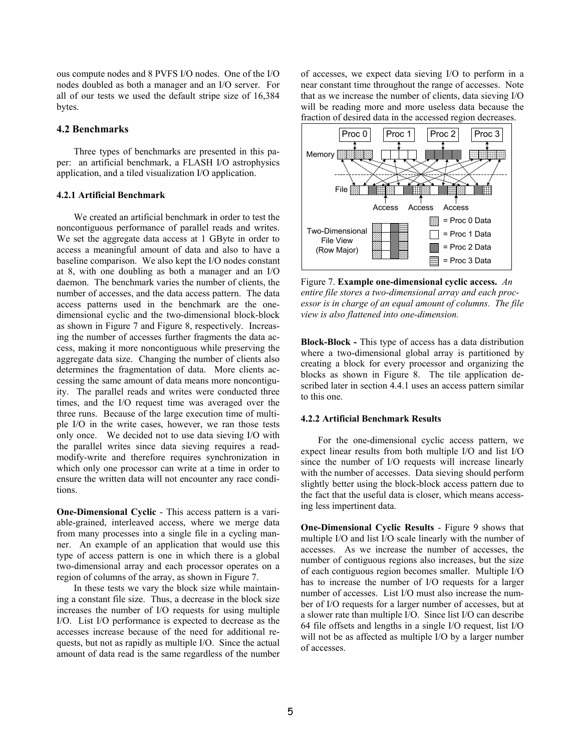ous compute nodes and 8 PVFS I/O nodes. One of the I/O nodes doubled as both a manager and an I/O server. For all of our tests we used the default stripe size of 16,384 bytes.

### 4.2 Benchmarks

Three types of benchmarks are presented in this paper: an artificial benchmark, a FLASH I/O astrophysics application, and a tiled visualization I/O application.

#### 4.2.1 Artificial Benchmark

We created an artificial benchmark in order to test the noncontiguous performance of parallel reads and writes. We set the aggregate data access at 1 GByte in order to access a meaningful amount of data and also to have a baseline comparison. We also kept the I/O nodes constant at 8, with one doubling as both a manager and an I/O daemon. The benchmark varies the number of clients, the number of accesses, and the data access pattern. The data access patterns used in the benchmark are the one-dimensional cyclic and the two-dimensional block-block as shown in Figure 7 and Figure 8, respectively. Increasing the number of accesses further fragments the data access, making it more noncontiguous while preserving the aggregate data size. Changing the number of clients also determines the fragmentation of data. More clients accessing the same amount of data means more noncontiguity. The parallel reads and writes were conducted three times, and the I/O request time was averaged over the three runs. Because of the large execution time of multiple I/O in the write cases, however, we ran those tests only once. We decided not to use data sieving I/O with the parallel writes since data sieving requires a read-modify-write and therefore requires synchronization in which only one processor can write at a time in order to ensure the written data will not encounter any race conditions.

**One-Dimensional Cyclic** - This access pattern is a variable-grained, interleaved access, where we merge data from many processes into a single file in a cycling manner. An example of an application that would use this type of access pattern is one in which there is a global two-dimensional array and each processor operates on a region of columns of the array, as shown in Figure 7.

In these tests we vary the block size while maintaining a constant file size. Thus, a decrease in the block size increases the number of I/O requests for using multiple I/O. List I/O performance is expected to decrease as the accesses increase because of the need for additional requests, but not as rapidly as multiple I/O. Since the actual amount of data read is the same regardless of the number of accesses, we expect data sieving I/O to perform in a near constant time throughout the range of accesses. Note that as we increase the number of clients, data sieving I/O will be reading more and more useless data because the fraction of desired data in the accessed region decreases.

Figure 7. **Example one-dimensional cyclic access.** *An entire file stores a two-dimensional array and each processor is in charge of an equal amount of columns. The file view is also flattened into one-dimension.*

**Block-Block -** This type of access has a data distribution where a two-dimensional global array is partitioned by creating a block for every processor and organizing the blocks as shown in Figure 8. The tile application described later in section 4.4.1 uses an access pattern similar to this one.

#### 4.2.2 Artificial Benchmark Results

For the one-dimensional cyclic access pattern, we expect linear results from both multiple I/O and list I/O since the number of I/O requests will increase linearly with the number of accesses. Data sieving should perform slightly better using the block-block access pattern due to the fact that the useful data is closer, which means accessing less impertinent data.

**One-Dimensional Cyclic Results** - Figure 9 shows that multiple I/O and list I/O scale linearly with the number of accesses. As we increase the number of accesses, the number of contiguous regions also increases, but the size of each contiguous region becomes smaller. Multiple I/O has to increase the number of I/O requests for a larger number of accesses. List I/O must also increase the number of I/O requests for a larger number of accesses, but at a slower rate than multiple I/O. Since list I/O can describe 64 file offsets and lengths in a single I/O request, list I/O will not be as affected as multiple I/O by a larger number of accesses.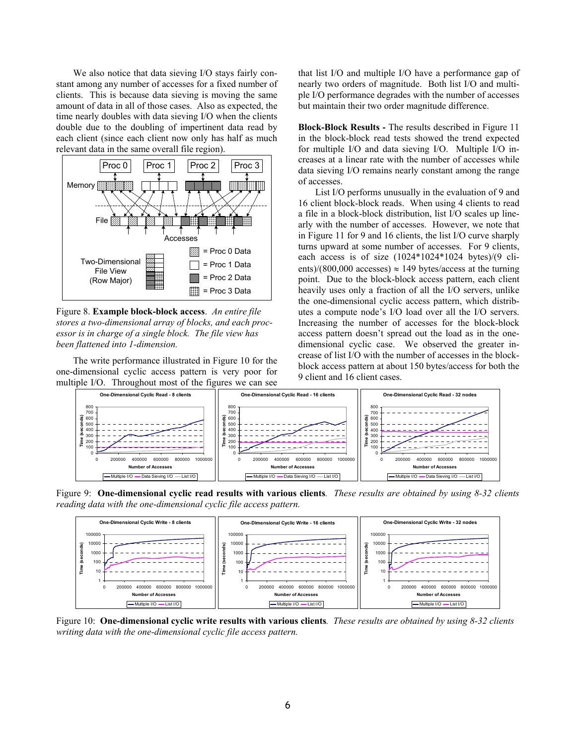We also notice that data sieving I/O stays fairly constant among any number of accesses for a fixed number of clients. This is because data sieving is moving the same amount of data in all of those cases. Also as expected, the time nearly doubles with data sieving I/O when the clients double due to the doubling of impertinent data read by each client (since each client now only has half as much relevant data in the same overall file region).

Figure 8. **Example block-block access**. *An entire file stores a two-dimensional array of blocks, and each processor is in charge of a single block. The file view has been flattened into 1-dimension.*

The write performance illustrated in Figure 10 for the one-dimensional cyclic access pattern is very poor for multiple I/O. Throughout most of the figures we can see that list I/O and multiple I/O have a performance gap of nearly two orders of magnitude. Both list I/O and multiple I/O performance degrades with the number of accesses but maintain their two order magnitude difference.

**Block-Block Results -** The results described in Figure 11 in the block-block read tests showed the trend expected for multiple I/O and data sieving I/O. Multiple I/O increases at a linear rate with the number of accesses while data sieving I/O remains nearly constant among the range of accesses.

List I/O performs unusually in the evaluation of 9 and 16 client block-block reads. When using 4 clients to read a file in a block-block distribution, list I/O scales up linearly with the number of accesses. However, we note that in Figure 11 for 9 and 16 clients, the list I/O curve sharply turns upward at some number of accesses. For 9 clients, each access is of size (1024\*1024\*1024 bytes)/(9 clients)/(800,000 accesses) $\approx$ 149 bytes/access at the turning point. Due to the block-block access pattern, each client heavily uses only a fraction of all the I/O servers, unlike the one-dimensional cyclic access pattern, which distributes a compute node's I/O load over all the I/O servers. Increasing the number of accesses for the block-block access pattern doesn't spread out the load as in the one-dimensional cyclic case. We observed the greater increase of list I/O with the number of accesses in the block-block access pattern at about 150 bytes/access for both the 9 client and 16 client cases.

Figure 9: **One-dimensional cyclic read results with various clients**. *These results are obtained by using 8-32 clients reading data with the one-dimensional cyclic file access pattern.*

Figure 10: **One-dimensional cyclic write results with various clients**. *These results are obtained by using 8-32 clients writing data with the one-dimensional cyclic file access pattern.*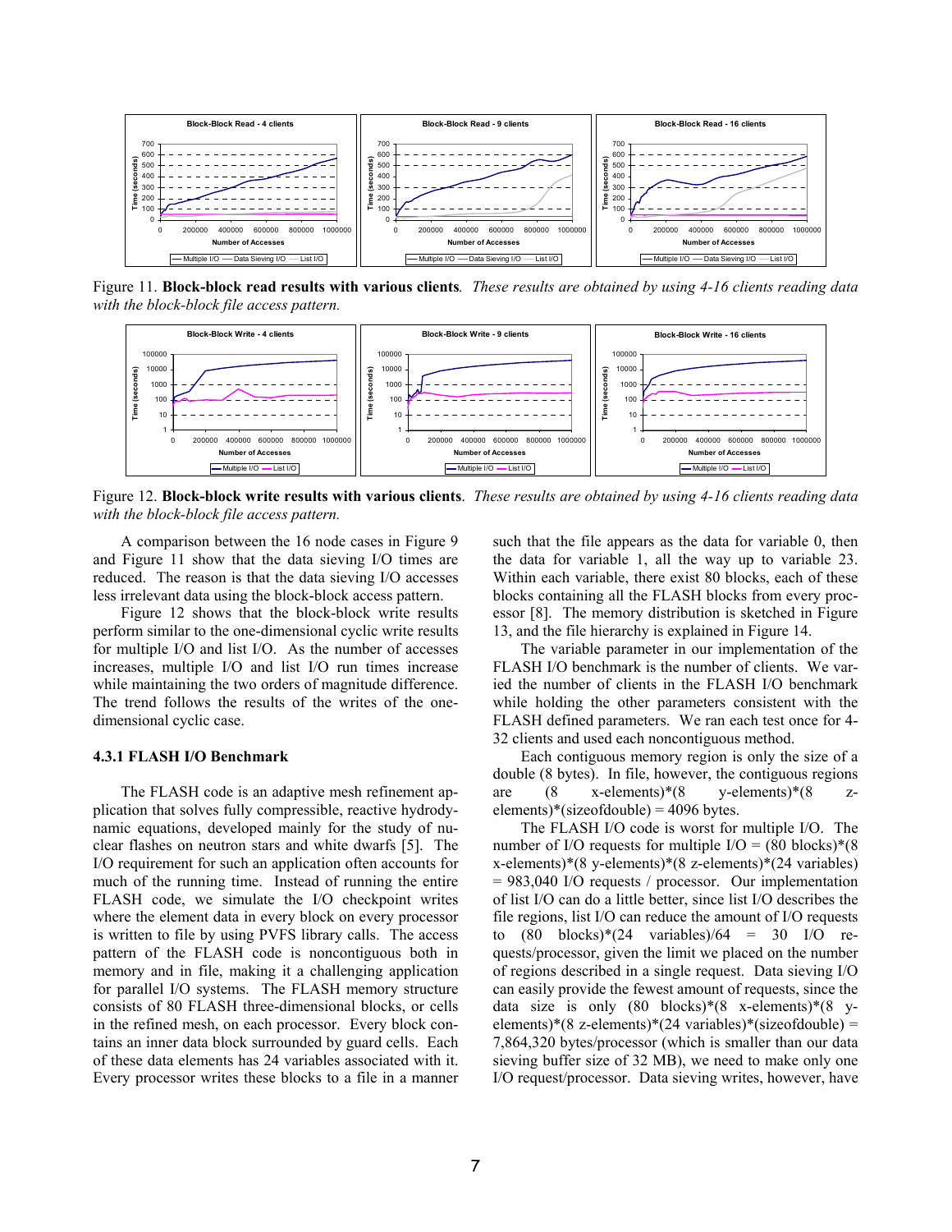Figure 11. **Block-block read results with various clients***.* *These results are obtained by using 4-16 clients reading data with the block-block file access pattern.*

Figure 12. **Block-block write results with various clients**. *These results are obtained by using 4-16 clients reading data with the block-block file access pattern.*

A comparison between the 16 node cases in Figure 9 and Figure 11 show that the data sieving I/O times are reduced. The reason is that the data sieving I/O accesses less irrelevant data using the block-block access pattern.

Figure 12 shows that the block-block write results perform similar to the one-dimensional cyclic write results for multiple I/O and list I/O. As the number of accesses increases, multiple I/O and list I/O run times increase while maintaining the two orders of magnitude difference. The trend follows the results of the writes of the one-dimensional cyclic case.

### 4.3.1 FLASH I/O Benchmark

The FLASH code is an adaptive mesh refinement application that solves fully compressible, reactive hydrodynamic equations, developed mainly for the study of nuclear flashes on neutron stars and white dwarfs [5]. The I/O requirement for such an application often accounts for much of the running time. Instead of running the entire FLASH code, we simulate the I/O checkpoint writes where the element data in every block on every processor is written to file by using PVFS library calls. The access pattern of the FLASH code is noncontiguous both in memory and in file, making it a challenging application for parallel I/O systems. The FLASH memory structure consists of 80 FLASH three-dimensional blocks, or cells in the refined mesh, on each processor. Every block contains an inner data block surrounded by guard cells. Each of these data elements has 24 variables associated with it. Every processor writes these blocks to a file in a manner such that the file appears as the data for variable 0, then the data for variable 1, all the way up to variable 23. Within each variable, there exist 80 blocks, each of these blocks containing all the FLASH blocks from every processor [8]. The memory distribution is sketched in Figure 13, and the file hierarchy is explained in Figure 14.

The variable parameter in our implementation of the FLASH I/O benchmark is the number of clients. We varied the number of clients in the FLASH I/O benchmark while holding the other parameters consistent with the FLASH defined parameters. We ran each test once for 4-32 clients and used each noncontiguous method.

Each contiguous memory region is only the size of a double (8 bytes). In file, however, the contiguous regions are (8 x-elements)*(8 y-elements)*(8 z-elements)*(sizeofdouble) = 4096 bytes.

The FLASH I/O code is worst for multiple I/O. The number of I/O requests for multiple I/O = (80 blocks)*(8 x-elements)*(8 y-elements)*(8 z-elements)*(24 variables) = 983,040 I/O requests / processor. Our implementation of list I/O can do a little better, since list I/O describes the file regions, list I/O can reduce the amount of I/O requests to (80 blocks)*(24 variables)/64 = 30 I/O requests/processor, given the limit we placed on the number of regions described in a single request. Data sieving I/O can easily provide the fewest amount of requests, since the data size is only (80 blocks)*(8 x-elements)*(8 y-elements)*(8 z-elements)*(24 variables)*(sizeofdouble) = 7,864,320 bytes/processor (which is smaller than our data sieving buffer size of 32 MB), we need to make only one I/O request/processor. Data sieving writes, however, have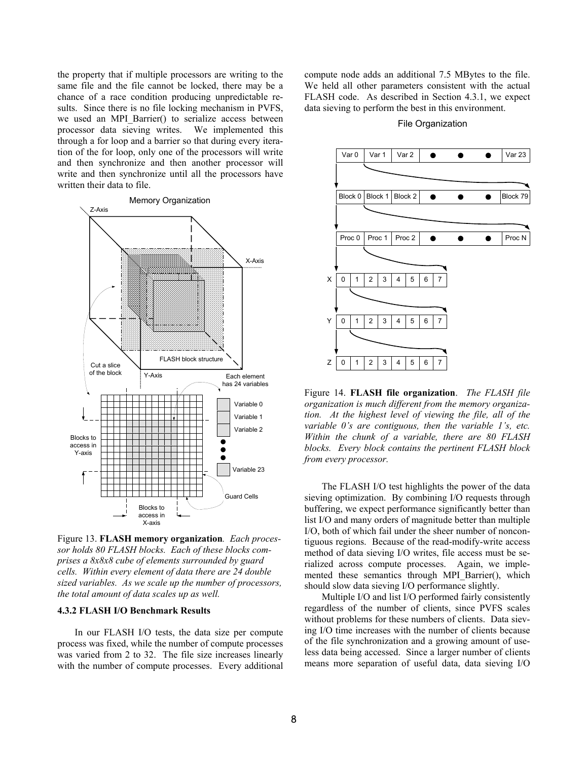the property that if multiple processors are writing to the same file and the file cannot be locked, there may be a chance of a race condition producing unpredictable results. Since there is no file locking mechanism in PVFS, we used an MPI_Barrier() to serialize access between processor data sieving writes. We implemented this through a for loop and a barrier so that during every iteration of the for loop, only one of the processors will write and then synchronize and then another processor will write and then synchronize until all the processors have written their data to file.

Figure 13. **FLASH memory organization**. *Each processor holds 80 FLASH blocks. Each of these blocks comprises a 8x8x8 cube of elements surrounded by guard cells. Within every element of data there are 24 double sized variables. As we scale up the number of processors, the total amount of data scales up as well.*

### 4.3.2 FLASH I/O Benchmark Results

In our FLASH I/O tests, the data size per compute process was fixed, while the number of compute processes was varied from 2 to 32. The file size increases linearly with the number of compute processes. Every additional compute node adds an additional 7.5 MBytes to the file. We held all other parameters consistent with the actual FLASH code. As described in Section 4.3.1, we expect data sieving to perform the best in this environment.

Figure 14. **FLASH file organization**. *The FLASH file organization is much different from the memory organization. At the highest level of viewing the file, all of the variable 0's are contiguous, then the variable 1's, etc. Within the chunk of a variable, there are 80 FLASH blocks. Every block contains the pertinent FLASH block from every processor.*

The FLASH I/O test highlights the power of the data sieving optimization. By combining I/O requests through buffering, we expect performance significantly better than list I/O and many orders of magnitude better than multiple I/O, both of which fail under the sheer number of noncontiguous regions. Because of the read-modify-write access method of data sieving I/O writes, file access must be serialized across compute processes. Again, we implemented these semantics through MPI_Barrier(), which should slow data sieving I/O performance slightly.

Multiple I/O and list I/O performed fairly consistently regardless of the number of clients, since PVFS scales without problems for these numbers of clients. Data sieving I/O time increases with the number of clients because of the file synchronization and a growing amount of useless data being accessed. Since a larger number of clients means more separation of useful data, data sieving I/O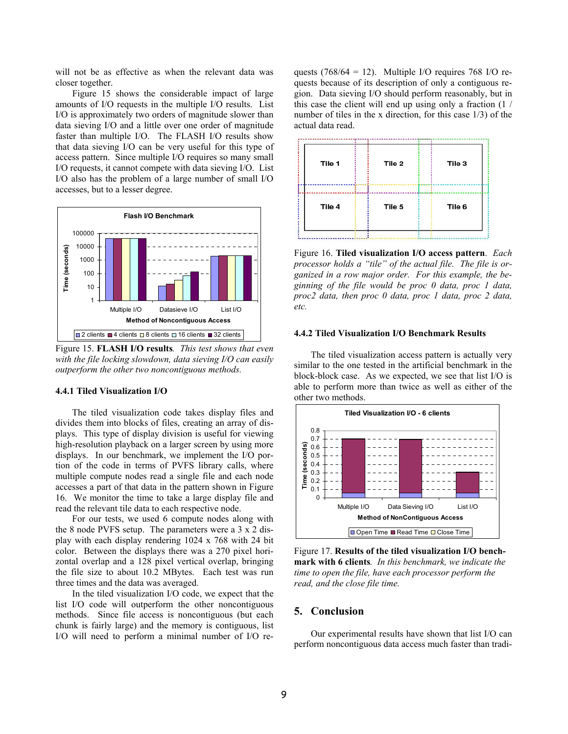will not be as effective as when the relevant data was closer together.

Figure 15 shows the considerable impact of large amounts of I/O requests in the multiple I/O results. List I/O is approximately two orders of magnitude slower than data sieving I/O and a little over one order of magnitude faster than multiple I/O. The FLASH I/O results show that data sieving I/O can be very useful for this type of access pattern. Since multiple I/O requires so many small I/O requests, it cannot compete with data sieving I/O. List I/O also has the problem of a large number of small I/O accesses, but to a lesser degree.

Figure 15. **FLASH I/O results**. *This test shows that even with the file locking slowdown, data sieving I/O can easily outperform the other two noncontiguous methods.*

### 4.4.1 Tiled Visualization I/O

The tiled visualization code takes display files and divides them into blocks of files, creating an array of displays. This type of display division is useful for viewing high-resolution playback on a larger screen by using more displays. In our benchmark, we implement the I/O portion of the code in terms of PVFS library calls, where multiple compute nodes read a single file and each node accesses a part of that data in the pattern shown in Figure 16. We monitor the time to take a large display file and read the relevant tile data to each respective node.

For our tests, we used 6 compute nodes along with the 8 node PVFS setup. The parameters were a 3 x 2 display with each display rendering 1024 x 768 with 24 bit color. Between the displays there was a 270 pixel horizontal overlap and a 128 pixel vertical overlap, bringing the file size to about 10.2 MBytes. Each test was run three times and the data was averaged.

In the tiled visualization I/O code, we expect that the list I/O code will outperform the other noncontiguous methods. Since file access is noncontiguous (but each chunk is fairly large) and the memory is contiguous, list I/O will need to perform a minimal number of I/O requests (768/64 = 12). Multiple I/O requires 768 I/O requests because of its description of only a contiguous region. Data sieving I/O should perform reasonably, but in this case the client will end up using only a fraction (1 / number of tiles in the x direction, for this case 1/3) of the actual data read.

Figure 16. **Tiled visualization I/O access pattern**. *Each processor holds a "tile" of the actual file. The file is organized in a row major order. For this example, the beginning of the file would be proc 0 data, proc 1 data, proc2 data, then proc 0 data, proc 1 data, proc 2 data, etc.*

### 4.4.2 Tiled Visualization I/O Benchmark Results

The tiled visualization access pattern is actually very similar to the one tested in the artificial benchmark in the block-block case. As we expected, we see that list I/O is able to perform more than twice as well as either of the other two methods.

Figure 17. **Results of the tiled visualization I/O benchmark with 6 clients**. *In this benchmark, we indicate the time to open the file, have each processor perform the read, and the close file time.*

## 5. Conclusion

Our experimental results have shown that list I/O can perform noncontiguous data access much faster than tradi-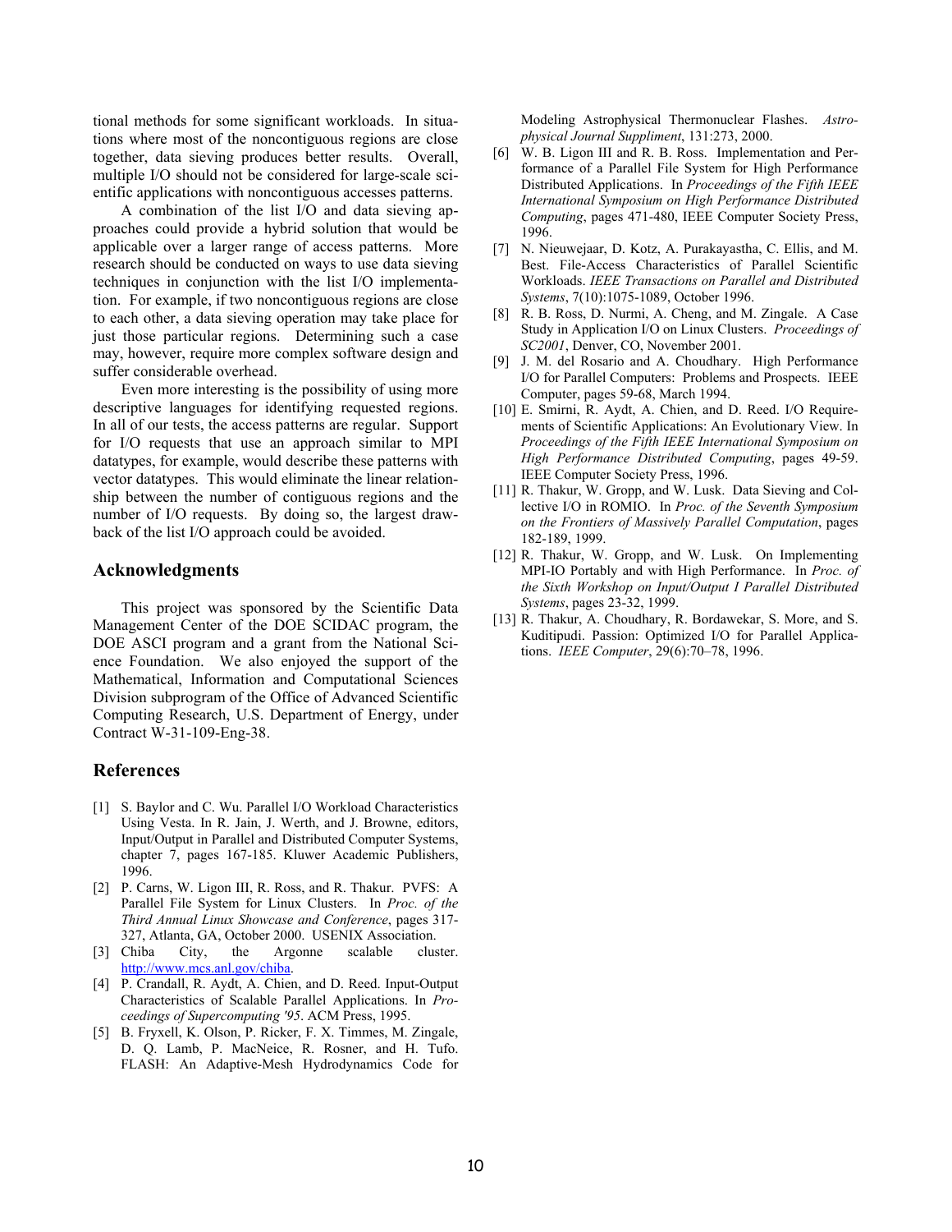tional methods for some significant workloads. In situations where most of the noncontiguous regions are close together, data sieving produces better results. Overall, multiple I/O should not be considered for large-scale scientific applications with noncontiguous accesses patterns.

A combination of the list I/O and data sieving approaches could provide a hybrid solution that would be applicable over a larger range of access patterns. More research should be conducted on ways to use data sieving techniques in conjunction with the list I/O implementation. For example, if two noncontiguous regions are close to each other, a data sieving operation may take place for just those particular regions. Determining such a case may, however, require more complex software design and suffer considerable overhead.

Even more interesting is the possibility of using more descriptive languages for identifying requested regions. In all of our tests, the access patterns are regular. Support for I/O requests that use an approach similar to MPI datatypes, for example, would describe these patterns with vector datatypes. This would eliminate the linear relationship between the number of contiguous regions and the number of I/O requests. By doing so, the largest drawback of the list I/O approach could be avoided.

## Acknowledgments

This project was sponsored by the Scientific Data Management Center of the DOE SCIDAC program, the DOE ASCI program and a grant from the National Science Foundation. We also enjoyed the support of the Mathematical, Information and Computational Sciences Division subprogram of the Office of Advanced Scientific Computing Research, U.S. Department of Energy, under Contract W-31-109-Eng-38.

## References

[1] S. Baylor and C. Wu. Parallel I/O Workload Characteristics Using Vesta. In R. Jain, J. Werth, and J. Browne, editors, Input/Output in Parallel and Distributed Computer Systems, chapter 7, pages 167-185. Kluwer Academic Publishers, 1996.

[2] P. Carns, W. Ligon III, R. Ross, and R. Thakur. PVFS: A Parallel File System for Linux Clusters. In *Proc. of the Third Annual Linux Showcase and Conference*, pages 317-327, Atlanta, GA, October 2000. USENIX Association.

[3] Chiba City, the Argonne scalable cluster. http://www.mcs.anl.gov/chiba.

[4] P. Crandall, R. Aydt, A. Chien, and D. Reed. Input-Output Characteristics of Scalable Parallel Applications. In *Proceedings of Supercomputing '95*. ACM Press, 1995.

[5] B. Fryxell, K. Olson, P. Ricker, F. X. Timmes, M. Zingale, D. Q. Lamb, P. MacNeice, R. Rosner, and H. Tufo. FLASH: An Adaptive-Mesh Hydrodynamics Code for Modeling Astrophysical Thermonuclear Flashes. *Astrophysical Journal Suppliment*, 131:273, 2000.

[6] W. B. Ligon III and R. B. Ross. Implementation and Performance of a Parallel File System for High Performance Distributed Applications. In *Proceedings of the Fifth IEEE International Symposium on High Performance Distributed Computing*, pages 471-480, IEEE Computer Society Press, 1996.

[7] N. Nieuwejaar, D. Kotz, A. Purakayastha, C. Ellis, and M. Best. File-Access Characteristics of Parallel Scientific Workloads. *IEEE Transactions on Parallel and Distributed Systems*, 7(10):1075-1089, October 1996.

[8] R. B. Ross, D. Nurmi, A. Cheng, and M. Zingale. A Case Study in Application I/O on Linux Clusters. *Proceedings of SC2001*, Denver, CO, November 2001.

[9] J. M. del Rosario and A. Choudhary. High Performance I/O for Parallel Computers: Problems and Prospects. IEEE Computer, pages 59-68, March 1994.

[10] E. Smirni, R. Aydt, A. Chien, and D. Reed. I/O Requirements of Scientific Applications: An Evolutionary View. In *Proceedings of the Fifth IEEE International Symposium on High Performance Distributed Computing*, pages 49-59. IEEE Computer Society Press, 1996.

[11] R. Thakur, W. Gropp, and W. Lusk. Data Sieving and Collective I/O in ROMIO. In *Proc. of the Seventh Symposium on the Frontiers of Massively Parallel Computation*, pages 182-189, 1999.

[12] R. Thakur, W. Gropp, and W. Lusk. On Implementing MPI-IO Portably and with High Performance. In *Proc. of the Sixth Workshop on Input/Output I Parallel Distributed Systems*, pages 23-32, 1999.

[13] R. Thakur, A. Choudhary, R. Bordawekar, S. More, and S. Kuditipudi. Passion: Optimized I/O for Parallel Applications. *IEEE Computer*, 29(6):70–78, 1996.